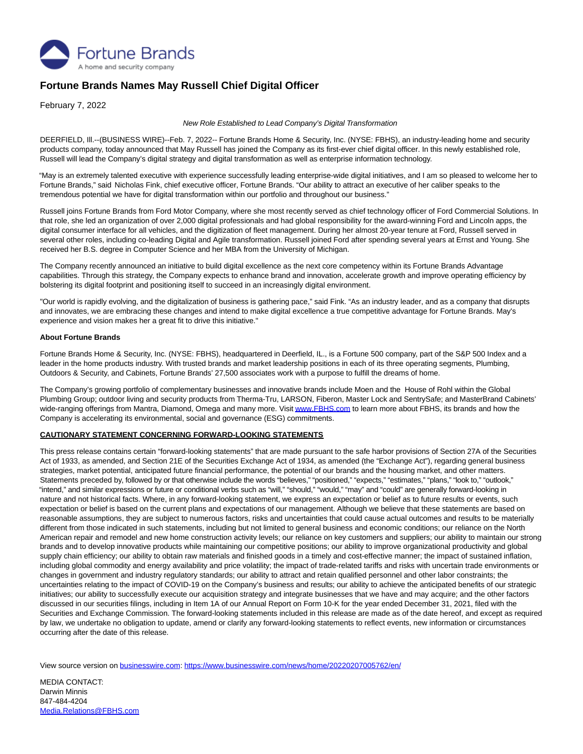Fortune Brands
A home and security company

# Fortune Brands Names May Russell Chief Digital Officer

February 7, 2022

*New Role Established to Lead Company's Digital Transformation*

DEERFIELD, Ill.--(BUSINESS WIRE)--Feb. 7, 2022-- Fortune Brands Home & Security, Inc. (NYSE: FBHS), an industry-leading home and security products company, today announced that May Russell has joined the Company as its first-ever chief digital officer. In this newly established role, Russell will lead the Company's digital strategy and digital transformation as well as enterprise information technology.

"May is an extremely talented executive with experience successfully leading enterprise-wide digital initiatives, and I am so pleased to welcome her to Fortune Brands," said Nicholas Fink, chief executive officer, Fortune Brands. "Our ability to attract an executive of her caliber speaks to the tremendous potential we have for digital transformation within our portfolio and throughout our business."

Russell joins Fortune Brands from Ford Motor Company, where she most recently served as chief technology officer of Ford Commercial Solutions. In that role, she led an organization of over 2,000 digital professionals and had global responsibility for the award-winning Ford and Lincoln apps, the digital consumer interface for all vehicles, and the digitization of fleet management. During her almost 20-year tenure at Ford, Russell served in several other roles, including co-leading Digital and Agile transformation. Russell joined Ford after spending several years at Ernst and Young. She received her B.S. degree in Computer Science and her MBA from the University of Michigan.

The Company recently announced an initiative to build digital excellence as the next core competency within its Fortune Brands Advantage capabilities. Through this strategy, the Company expects to enhance brand and innovation, accelerate growth and improve operating efficiency by bolstering its digital footprint and positioning itself to succeed in an increasingly digital environment.

"Our world is rapidly evolving, and the digitalization of business is gathering pace," said Fink. "As an industry leader, and as a company that disrupts and innovates, we are embracing these changes and intend to make digital excellence a true competitive advantage for Fortune Brands. May's experience and vision makes her a great fit to drive this initiative."

**About Fortune Brands**

Fortune Brands Home & Security, Inc. (NYSE: FBHS), headquartered in Deerfield, IL., is a Fortune 500 company, part of the S&P 500 Index and a leader in the home products industry. With trusted brands and market leadership positions in each of its three operating segments, Plumbing, Outdoors & Security, and Cabinets, Fortune Brands' 27,500 associates work with a purpose to fulfill the dreams of home.

The Company's growing portfolio of complementary businesses and innovative brands include Moen and the House of Rohl within the Global Plumbing Group; outdoor living and security products from Therma-Tru, LARSON, Fiberon, Master Lock and SentrySafe; and MasterBrand Cabinets' wide-ranging offerings from Mantra, Diamond, Omega and many more. Visit www.FBHS.com to learn more about FBHS, its brands and how the Company is accelerating its environmental, social and governance (ESG) commitments.

**CAUTIONARY STATEMENT CONCERNING FORWARD-LOOKING STATEMENTS**

This press release contains certain "forward-looking statements" that are made pursuant to the safe harbor provisions of Section 27A of the Securities Act of 1933, as amended, and Section 21E of the Securities Exchange Act of 1934, as amended (the "Exchange Act"), regarding general business strategies, market potential, anticipated future financial performance, the potential of our brands and the housing market, and other matters. Statements preceded by, followed by or that otherwise include the words "believes," "positioned," "expects," "estimates," "plans," "look to," "outlook," "intend," and similar expressions or future or conditional verbs such as "will," "should," "would," "may" and "could" are generally forward-looking in nature and not historical facts. Where, in any forward-looking statement, we express an expectation or belief as to future results or events, such expectation or belief is based on the current plans and expectations of our management. Although we believe that these statements are based on reasonable assumptions, they are subject to numerous factors, risks and uncertainties that could cause actual outcomes and results to be materially different from those indicated in such statements, including but not limited to general business and economic conditions; our reliance on the North American repair and remodel and new home construction activity levels; our reliance on key customers and suppliers; our ability to maintain our strong brands and to develop innovative products while maintaining our competitive positions; our ability to improve organizational productivity and global supply chain efficiency; our ability to obtain raw materials and finished goods in a timely and cost-effective manner; the impact of sustained inflation, including global commodity and energy availability and price volatility; the impact of trade-related tariffs and risks with uncertain trade environments or changes in government and industry regulatory standards; our ability to attract and retain qualified personnel and other labor constraints; the uncertainties relating to the impact of COVID-19 on the Company's business and results; our ability to achieve the anticipated benefits of our strategic initiatives; our ability to successfully execute our acquisition strategy and integrate businesses that we have and may acquire; and the other factors discussed in our securities filings, including in Item 1A of our Annual Report on Form 10-K for the year ended December 31, 2021, filed with the Securities and Exchange Commission. The forward-looking statements included in this release are made as of the date hereof, and except as required by law, we undertake no obligation to update, amend or clarify any forward-looking statements to reflect events, new information or circumstances occurring after the date of this release.

View source version on businesswire.com: https://www.businesswire.com/news/home/20220207005762/en/

MEDIA CONTACT:
Darwin Minnis
847-484-4204
Media.Relations@FBHS.com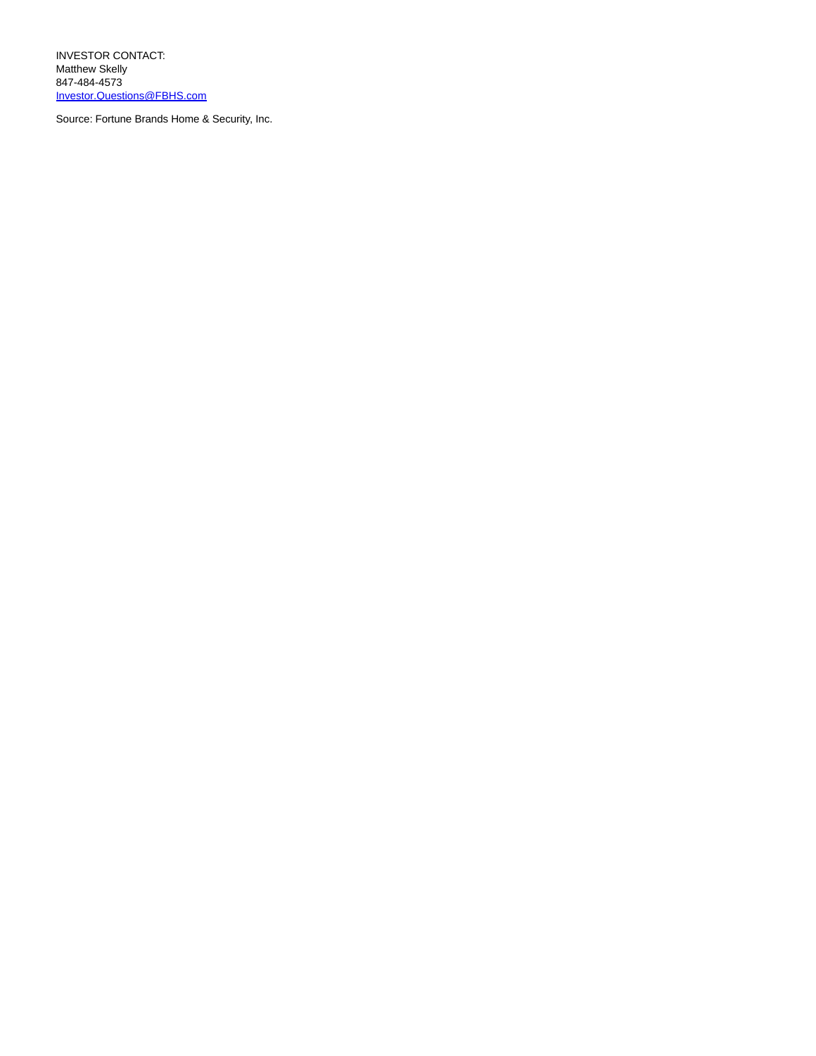INVESTOR CONTACT:
Matthew Skelly
847-484-4573
Investor.Questions@FBHS.com

Source: Fortune Brands Home & Security, Inc.